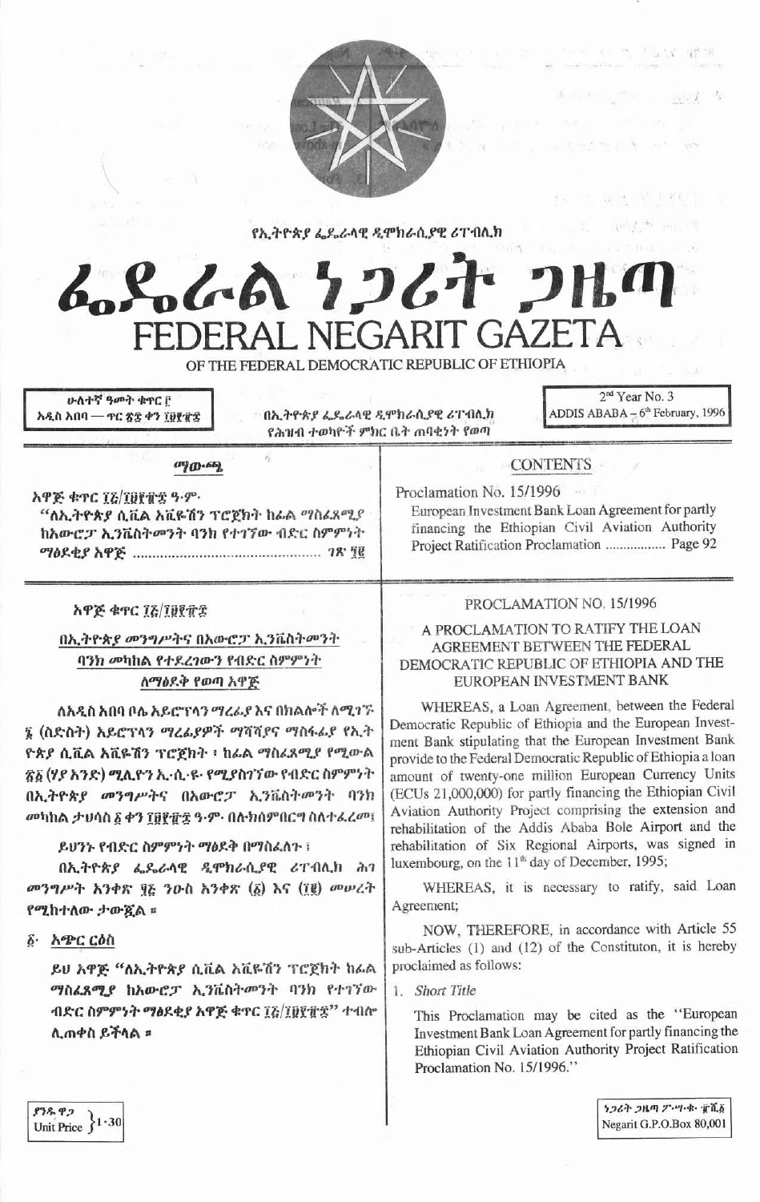የኢትዮጵያ ፌዴራላዊ ዲሞክራሲያዊ ሪፐብሊክ

# ፌዴራል ነጋሪት ጋዜጣ
# FEDERAL NEGARIT GAZETA
## OF THE FEDERAL DEMOCRATIC REPUBLIC OF ETHIOPIA

ሁለተኛ ዓመት ቁጥር ፫
አዲስ አበባ — ጥር ፳፰ ቀን ፲፱፻፹፰

በኢትዮጵያ ፌዴራላዊ ዲሞክራሲያዊ ሪፐብሊክ
የሕዝብ ተወካዮች ምክር ቤት ጠባቂነት የወጣ

2nd Year No. 3
ADDIS ABABA – 6th February, 1996

**ማውጫ**

አዋጅ ቁጥር ፲፭/፲፱፻፹፰ ዓ.ም.
"ለኢትዮጵያ ሲቪል አቪዬሽን ፕሮጀክት ከፊል ማስፈጸሚያ ከአውሮፓ ኢንቬስትመንት ባንክ የተገኘው ብድር ስምምነት ማፅደቂያ አዋጅ ............................................ ገጽ ፺፪

**CONTENTS**

Proclamation No. 15/1996
European Investment Bank Loan Agreement for partly financing the Ethiopian Civil Aviation Authority Project Ratification Proclamation ................. Page 92

---

### አዋጅ ቁጥር ፲፭/፲፱፻፹፰

### በኢትዮጵያ መንግሥትና በአውሮፓ ኢንቬስትመንት ባንክ መካከል የተደረገውን የብድር ስምምነት ለማፅደቅ የወጣ አዋጅ

ለአዲስ አበባ ቦሌ አይሮፕላን ማረፊያ እና በክልሎች ለሚገኙ ፮ (ስድስት) አይሮፕላን ማረፊያዎች ማሻሻያና ማስፋፊያ የኢትዮጵያ ሲቪል አቪዬሽን ፕሮጀክት ፣ ከፊል ማስፈጸሚያ የሚውል ፳፩ (ሃያ አንድ) ሚሊዮን ኢ.ሲ.ዩ. የሚያስገኘው የብድር ስምምነት በኢትዮጵያ መንግሥትና በአውሮፓ ኢንቬስትመንት ባንክ መካከል ታህሳስ ፩ ቀን ፲፱፻፹፰ ዓ.ም. በሉክሰምበርግ ስለተፈረመ፤

ይህንኑ የብድር ስምምነት ማፅደቅ በማስፈለጉ ፤

በኢትዮጵያ ፌዴራላዊ ዲሞክራሲያዊ ሪፐብሊክ ሕገ መንግሥት አንቀጽ ፶፭ ንዑስ አንቀጽ (፩) እና (፲፪) መሠረት የሚከተለው ታውጇል ።

**፩· አጭር ርዕስ**

ይህ አዋጅ "ለኢትዮጵያ ሲቪል አቪዬሽን ፕሮጀክት ከፊል ማስፈጸሚያ ከአውሮፓ ኢንቬስትመንት ባንክ የተገኘው ብድር ስምምነት ማፅደቂያ አዋጅ ቁጥር ፲፭/፲፱፻፹፰" ተብሎ ሊጠቀስ ይችላል ።

### PROCLAMATION NO. 15/1996

### A PROCLAMATION TO RATIFY THE LOAN AGREEMENT BETWEEN THE FEDERAL DEMOCRATIC REPUBLIC OF ETHIOPIA AND THE EUROPEAN INVESTMENT BANK

WHEREAS, a Loan Agreement, between the Federal Democratic Republic of Ethiopia and the European Investment Bank stipulating that the European Investment Bank provide to the Federal Democratic Republic of Ethiopia a loan amount of twenty-one million European Currency Units (ECUs 21,000,000) for partly financing the Ethiopian Civil Aviation Authority Project comprising the extension and rehabilitation of the Addis Ababa Bole Airport and the rehabilitation of Six Regional Airports, was signed in luxembourg, on the 11th day of December, 1995;

WHEREAS, it is necessary to ratify, said Loan Agreement;

NOW, THEREFORE, in accordance with Article 55 sub-Articles (1) and (12) of the Constituton, it is hereby proclaimed as follows:

1. *Short Title*

This Proclamation may be cited as the "European Investment Bank Loan Agreement for partly financing the Ethiopian Civil Aviation Authority Project Ratification Proclamation No. 15/1996."

ያንዱ ዋጋ
Unit Price 1·30

ነጋሪት ጋዜጣ ፖ·ሣ·ቁ· ፹ሺ፩
Negarit G.P.O.Box 80,001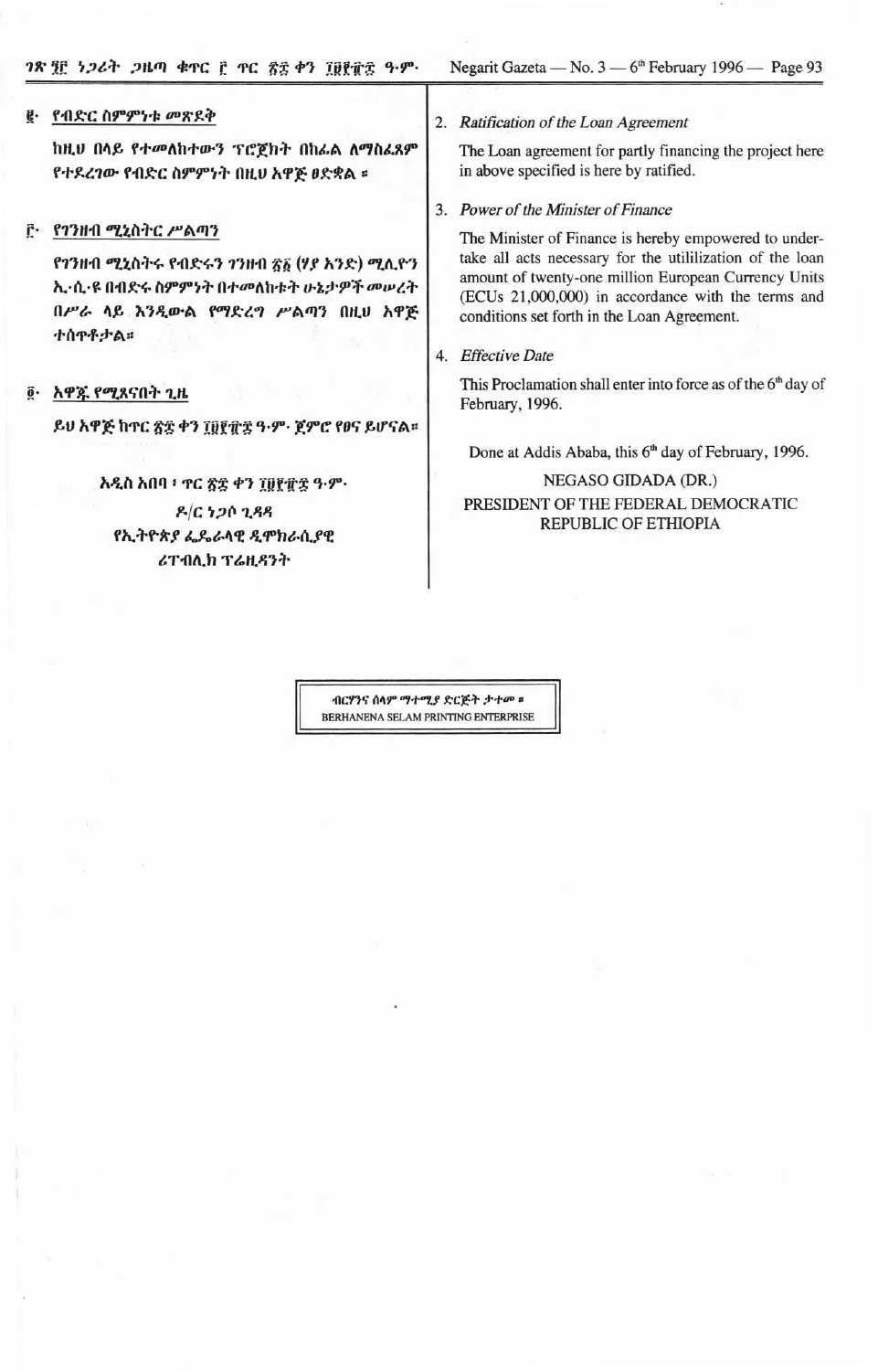## ፪· የብድር ስምምነቱ መጽደቅ

ከዚህ በላይ የተመለከተውን ፕሮጀክት በከፊል ለማስፈጸም የተደረገው የብድር ስምምነት በዚህ አዋጅ ፀድቋል ።

## ፫· የገንዘብ ሚኒስትር ሥልጣን

የገንዘብ ሚኒስትሩ የብድሩን ገንዘብ ፳፩ (ሃያ አንድ) ሚሊዮን ኢ·ሲ·ዩ በብድሩ ስምምነት በተመለከቱት ሁኔታዎች መሠረት በሥራ ላይ እንዲውል የማድረግ ሥልጣን በዚህ አዋጅ ተሰጥቶታል።

## ፬· አዋጁ የሚጸናበት ጊዜ

ይህ አዋጅ ከጥር ፳፰ ቀን ፲፱፻፹፰ ዓ·ም· ጀምሮ የፀና ይሆናል።

አዲስ አበባ ፣ ጥር ፳፰ ቀን ፲፱፻፹፰ ዓ·ም·

ዶ/ር ነጋሶ ጊዳዳ

የኢትዮጵያ ፌዴራላዊ ዲሞክራሲያዊ

ሪፐብሊክ ፕሬዚዳንት

## 2. *Ratification of the Loan Agreement*

The Loan agreement for partly financing the project here in above specified is here by ratified.

## 3. *Power of the Minister of Finance*

The Minister of Finance is hereby empowered to undertake all acts necessary for the utililization of the loan amount of twenty-one million European Currency Units (ECUs 21,000,000) in accordance with the terms and conditions set forth in the Loan Agreement.

## 4. *Effective Date*

This Proclamation shall enter into force as of the 6th day of February, 1996.

Done at Addis Ababa, this 6th day of February, 1996.

NEGASO GIDADA (DR.)

PRESIDENT OF THE FEDERAL DEMOCRATIC REPUBLIC OF ETHIOPIA

ብርሃንና ሰላም ማተሚያ ድርጅት ታተመ ።

BERHANENA SELAM PRINTING ENTERPRISE